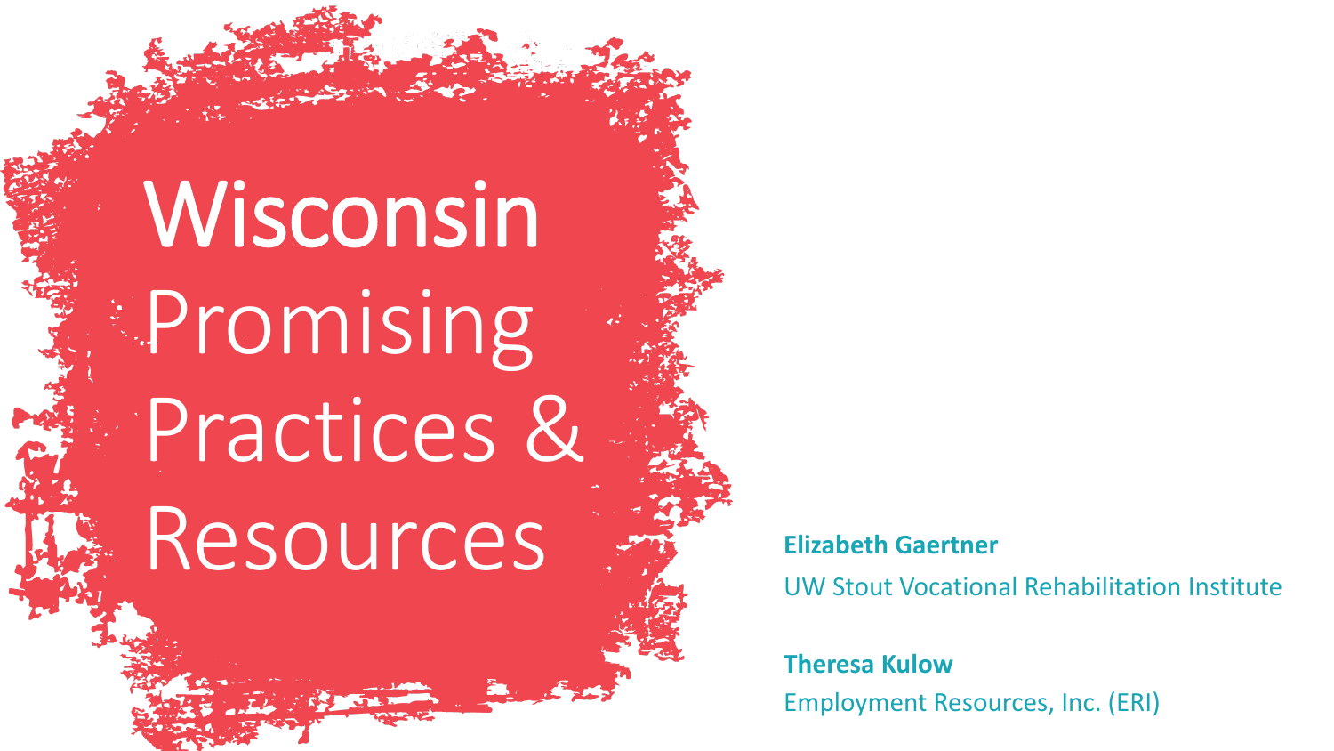# Wisconsin Promising Practices & Resources

**Elizabeth Gaertner**
UW Stout Vocational Rehabilitation Institute

**Theresa Kulow**
Employment Resources, Inc. (ERI)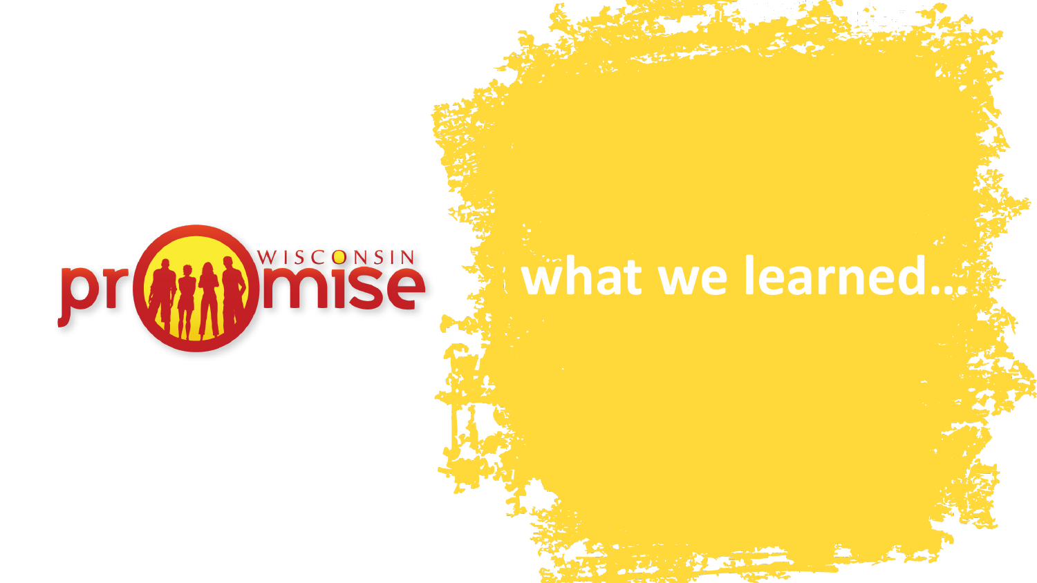WISCONSIN promise

# what we learned…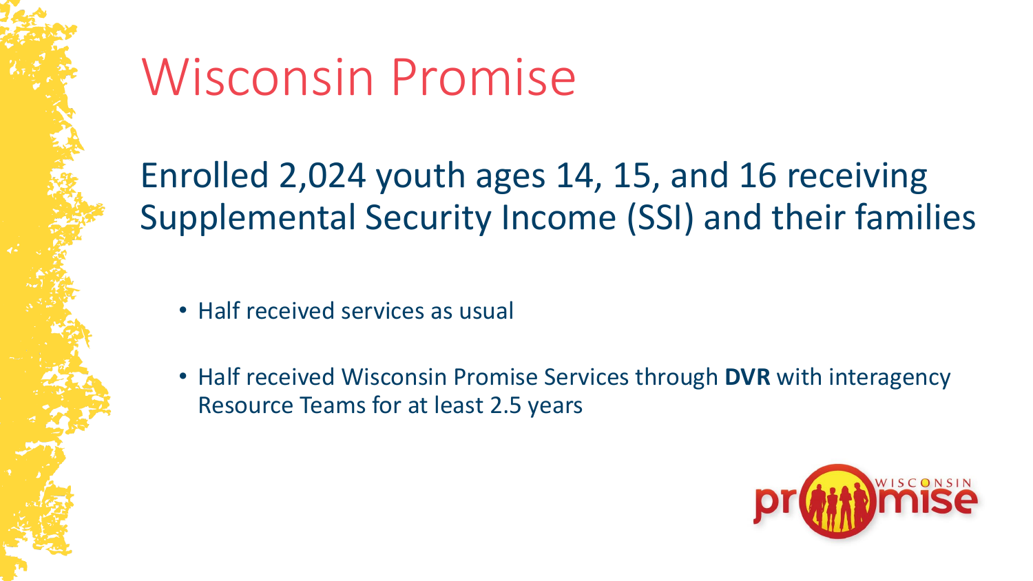# Wisconsin Promise

Enrolled 2,024 youth ages 14, 15, and 16 receiving Supplemental Security Income (SSI) and their families

- Half received services as usual
- Half received Wisconsin Promise Services through **DVR** with interagency Resource Teams for at least 2.5 years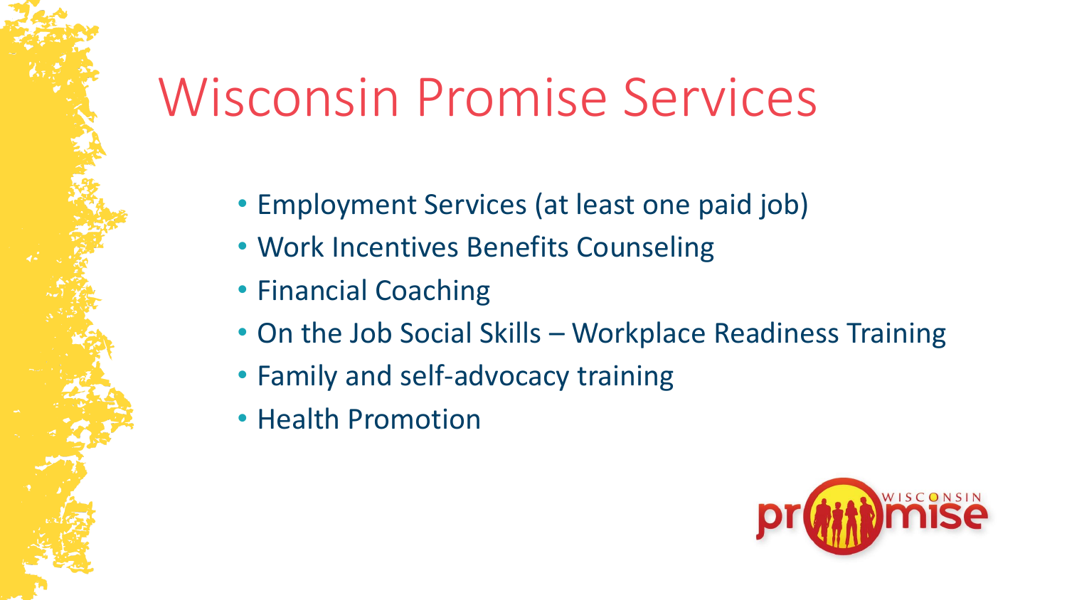# Wisconsin Promise Services

- Employment Services (at least one paid job)
- Work Incentives Benefits Counseling
- Financial Coaching
- On the Job Social Skills – Workplace Readiness Training
- Family and self-advocacy training
- Health Promotion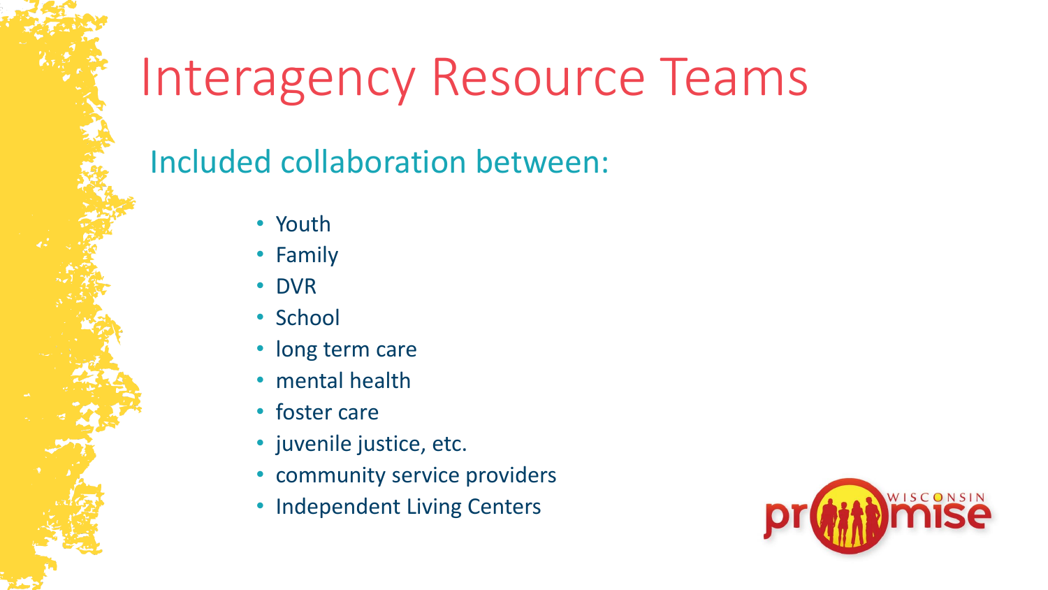# Interagency Resource Teams

## Included collaboration between:

- Youth
- Family
- DVR
- School
- long term care
- mental health
- foster care
- juvenile justice, etc.
- community service providers
- Independent Living Centers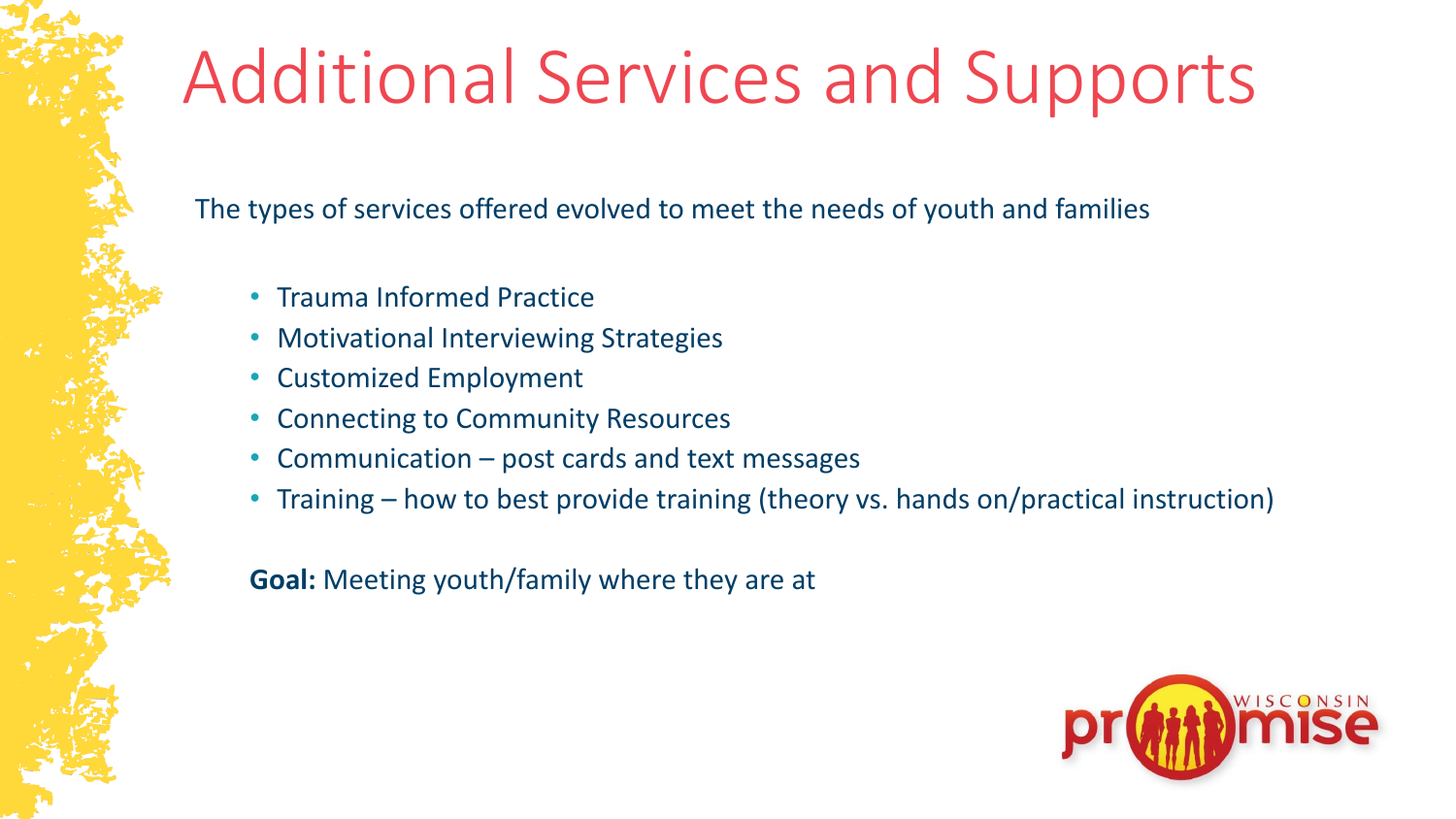# Additional Services and Supports

The types of services offered evolved to meet the needs of youth and families

- Trauma Informed Practice
- Motivational Interviewing Strategies
- Customized Employment
- Connecting to Community Resources
- Communication – post cards and text messages
- Training – how to best provide training (theory vs. hands on/practical instruction)

**Goal:** Meeting youth/family where they are at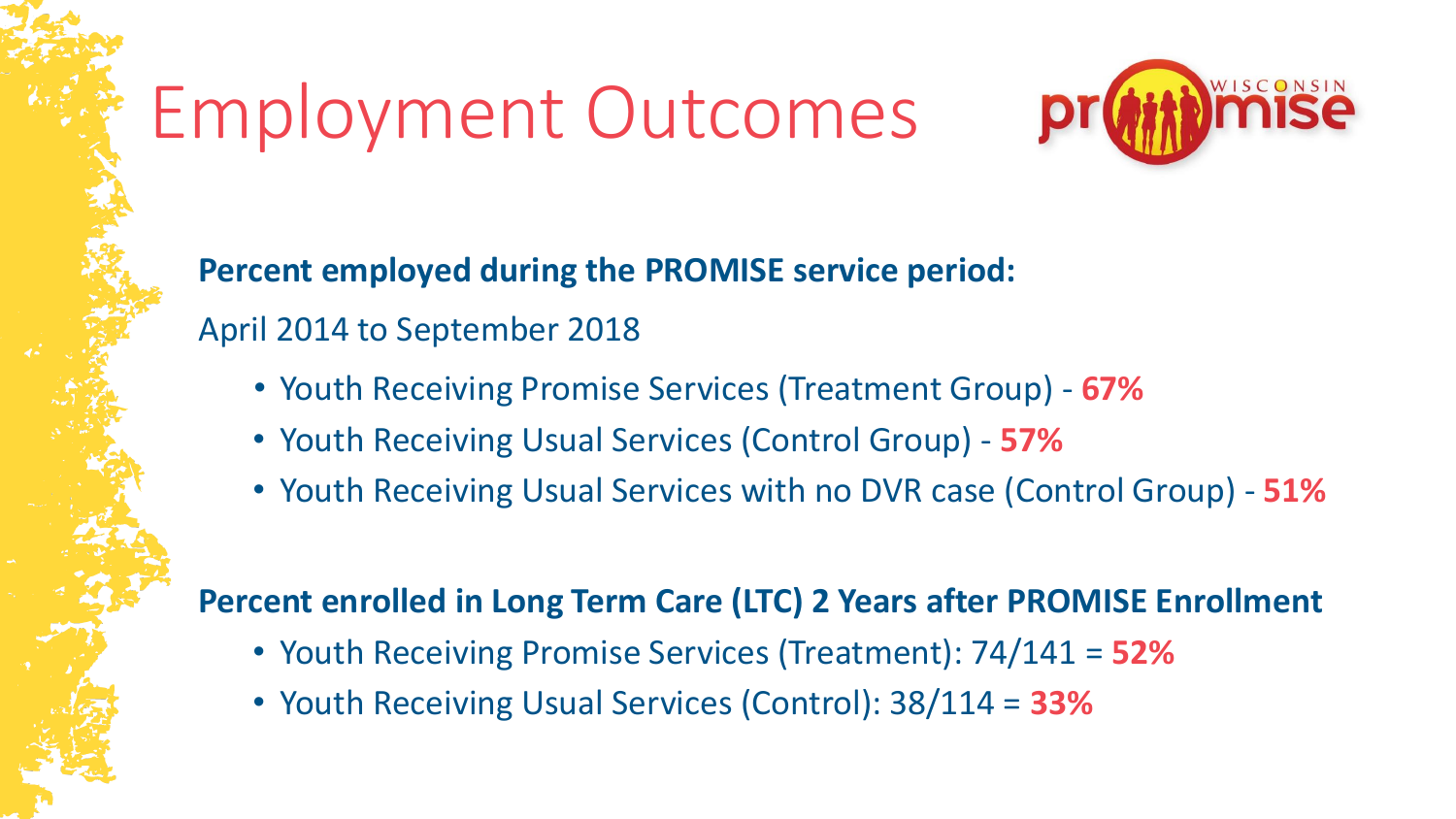# Employment Outcomes

**Percent employed during the PROMISE service period:**

April 2014 to September 2018

- Youth Receiving Promise Services (Treatment Group) - **67%**
- Youth Receiving Usual Services (Control Group) - **57%**
- Youth Receiving Usual Services with no DVR case (Control Group) - **51%**

**Percent enrolled in Long Term Care (LTC) 2 Years after PROMISE Enrollment**

- Youth Receiving Promise Services (Treatment): 74/141 = **52%**
- Youth Receiving Usual Services (Control): 38/114 = **33%**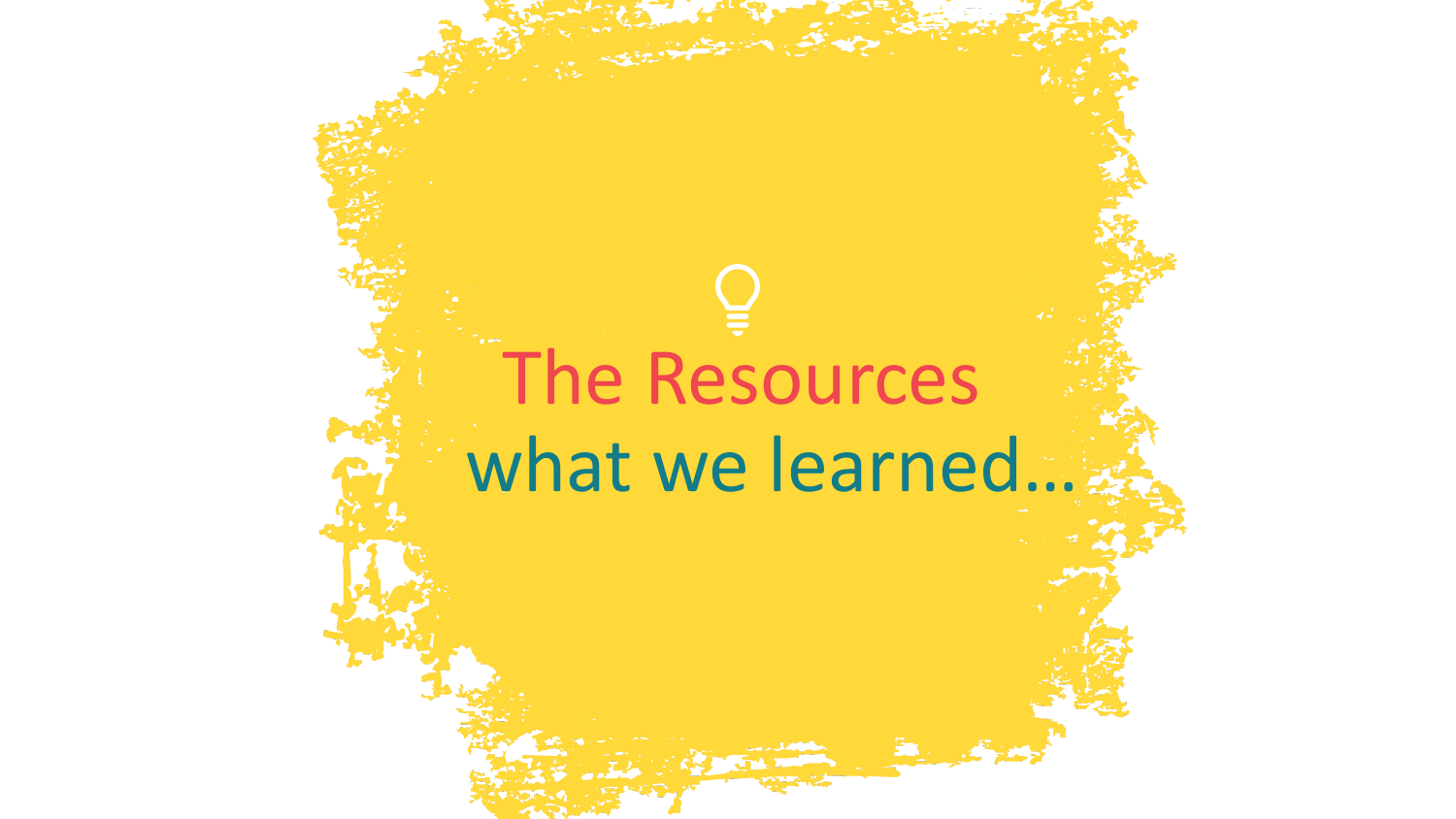# The Resources

## what we learned…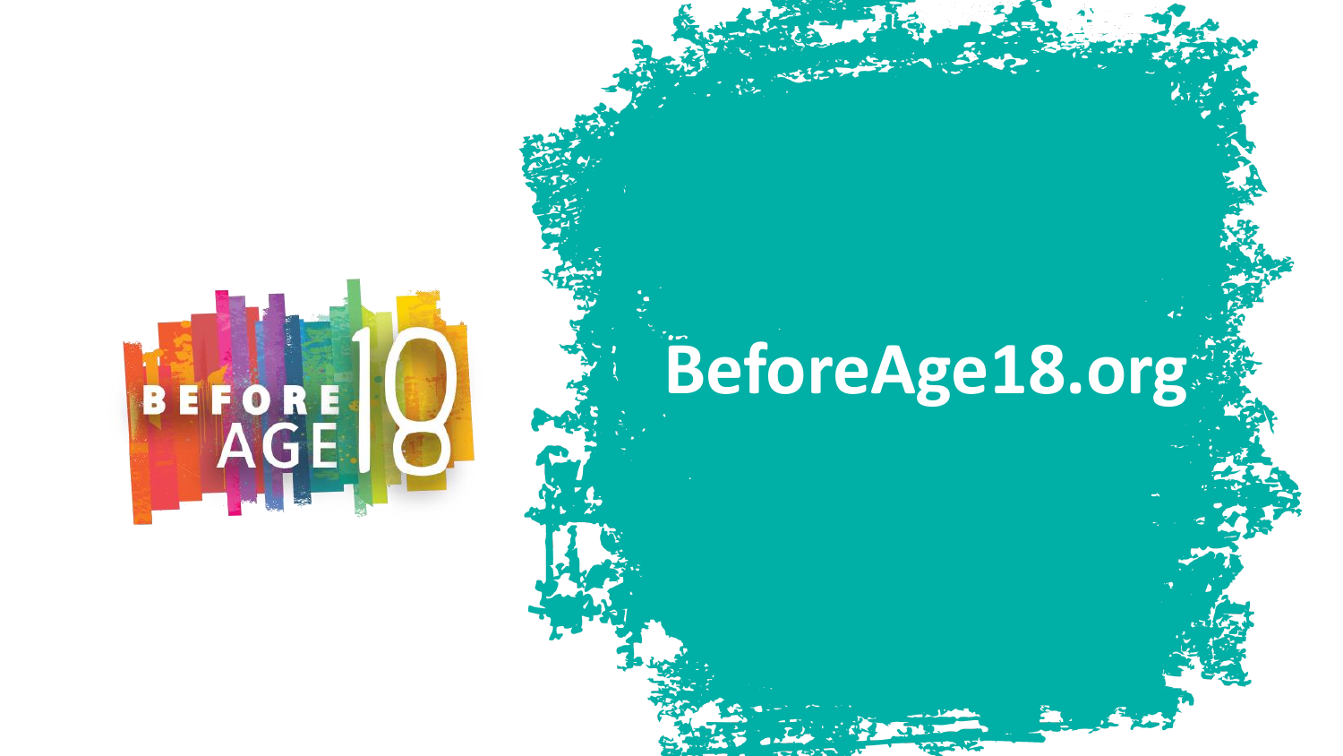BEFORE AGE 18

BeforeAge18.org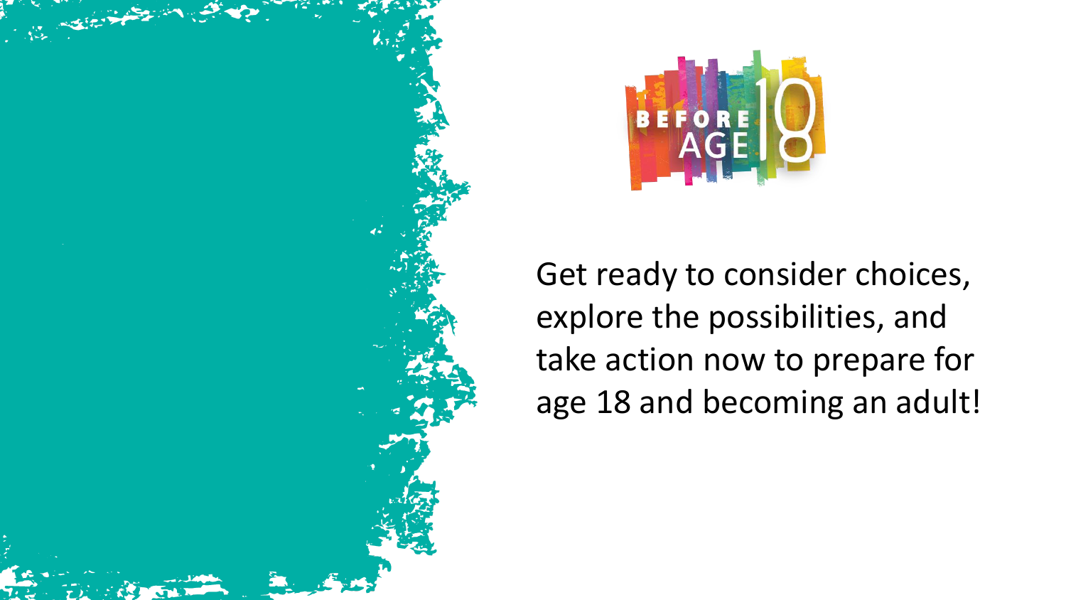BEFORE AGE 18

Get ready to consider choices, explore the possibilities, and take action now to prepare for age 18 and becoming an adult!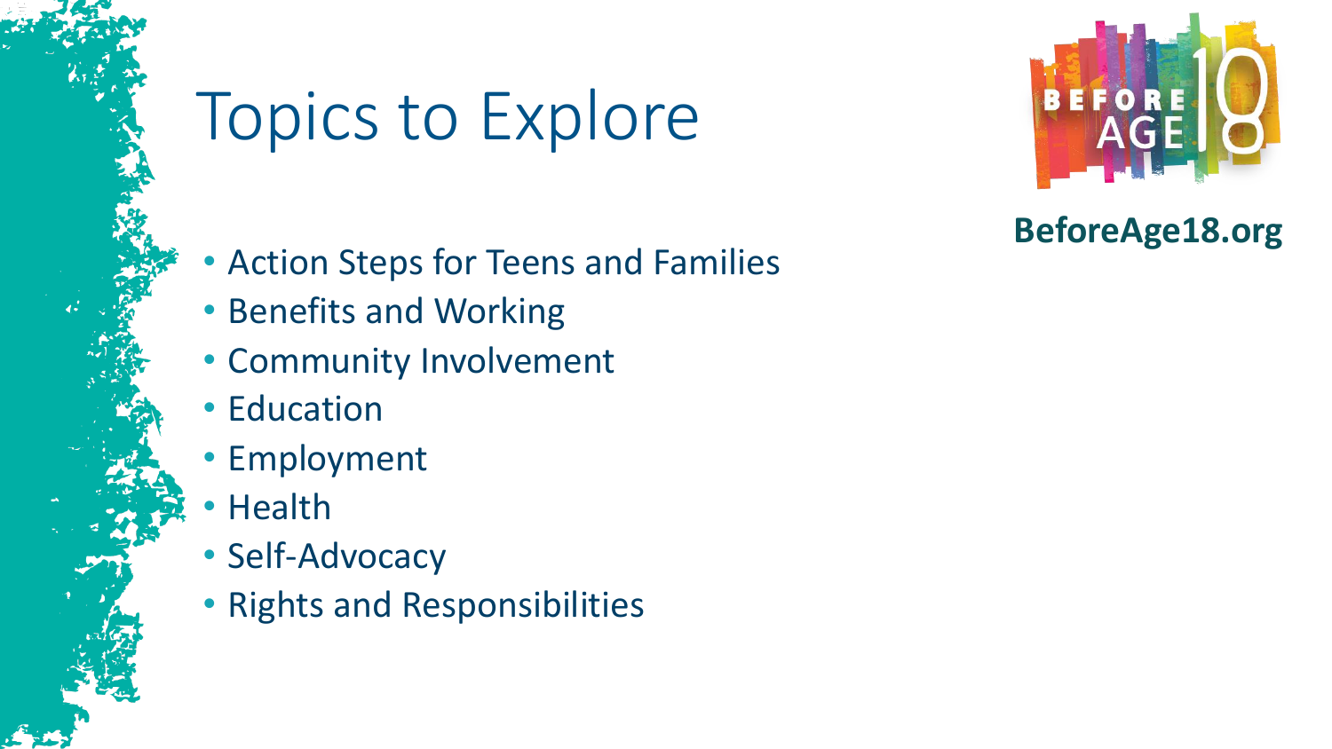# Topics to Explore

BEFORE AGE 18

**BeforeAge18.org**

- Action Steps for Teens and Families
- Benefits and Working
- Community Involvement
- Education
- Employment
- Health
- Self-Advocacy
- Rights and Responsibilities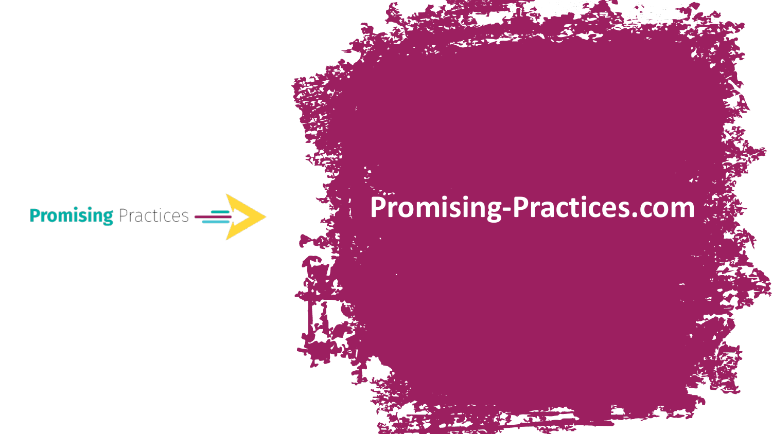Promising Practices

Promising-Practices.com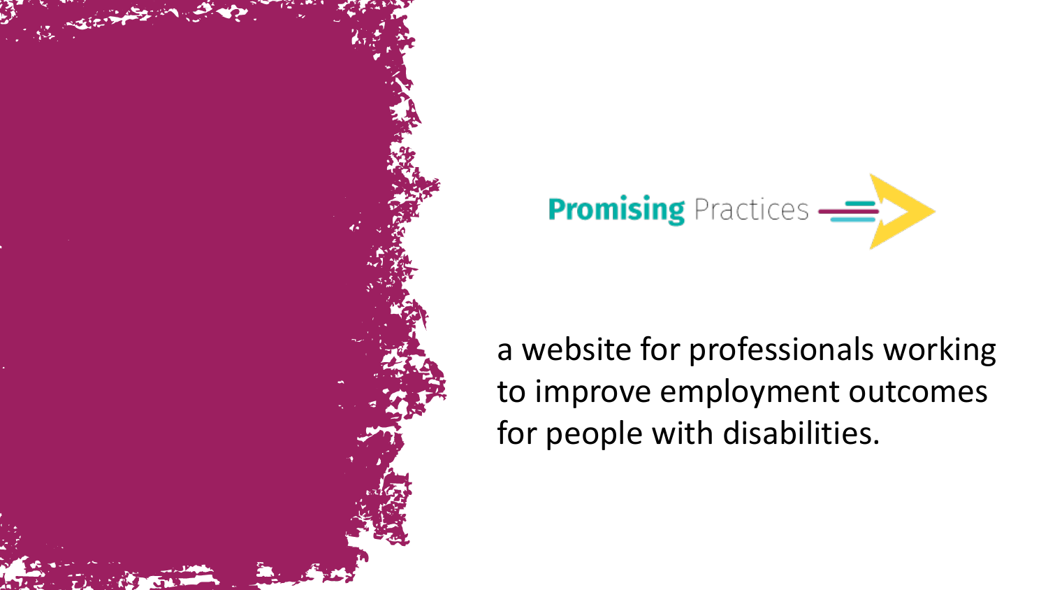**Promising** Practices

a website for professionals working to improve employment outcomes for people with disabilities.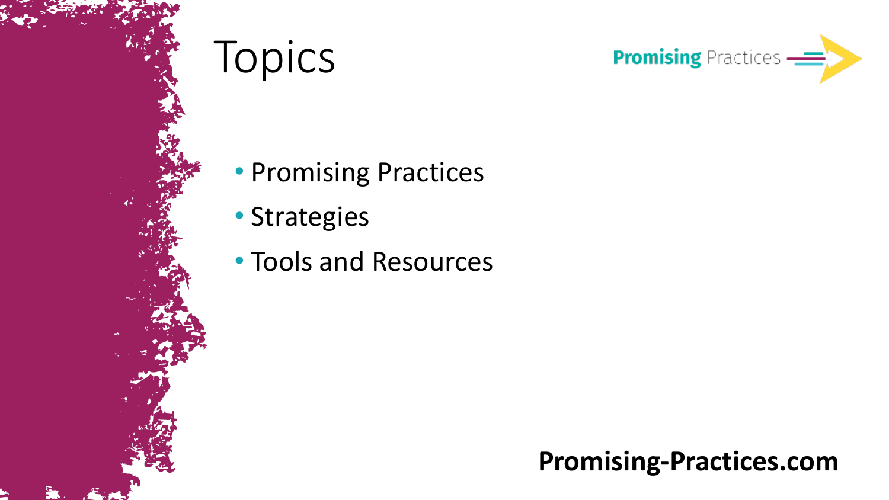# Topics

- Promising Practices
- Strategies
- Tools and Resources

**Promising-Practices.com**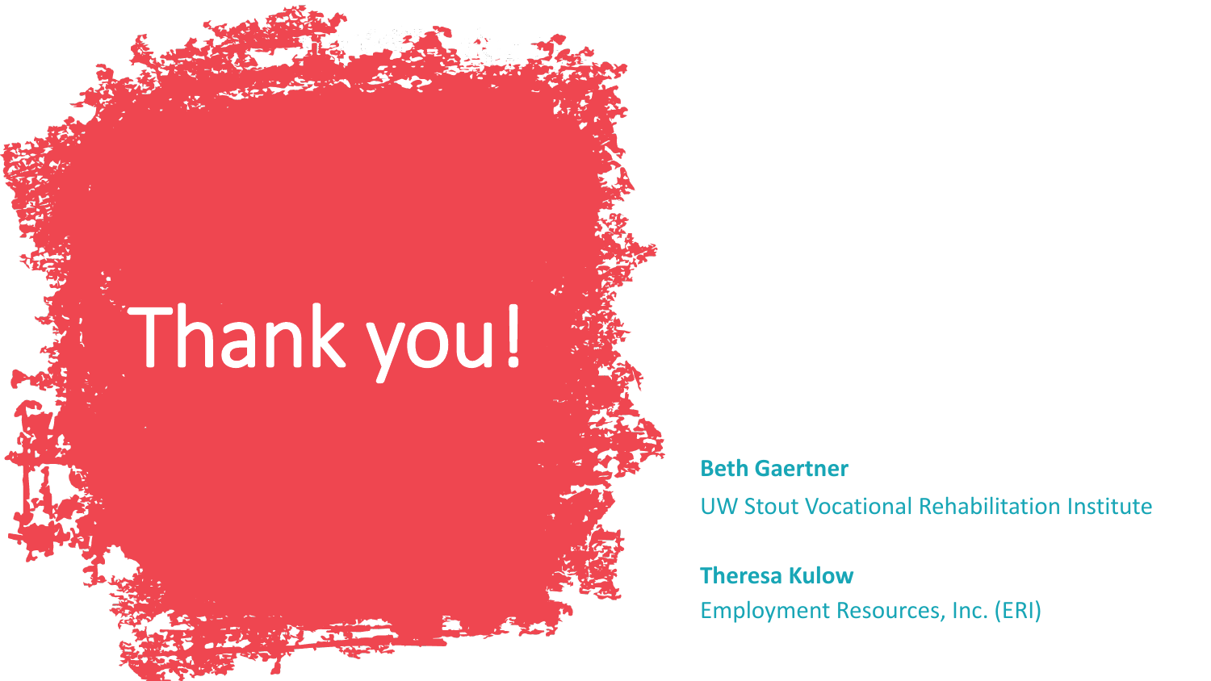# Thank you!

**Beth Gaertner**

UW Stout Vocational Rehabilitation Institute

**Theresa Kulow**

Employment Resources, Inc. (ERI)